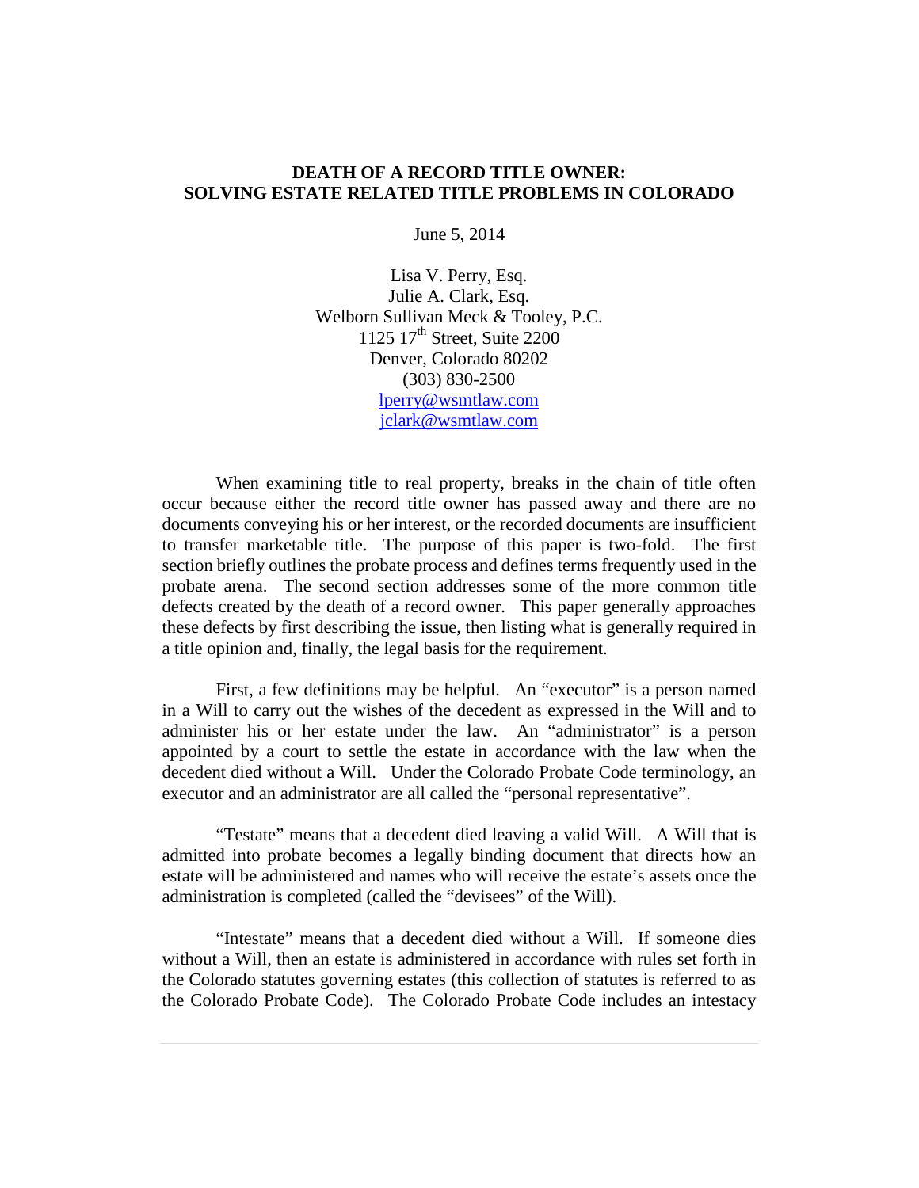# DEATH OF A RECORD TITLE OWNER: SOLVING ESTATE RELATED TITLE PROBLEMS IN COLORADO

June 5, 2014

Lisa V. Perry, Esq.
Julie A. Clark, Esq.
Welborn Sullivan Meck & Tooley, P.C.
1125 17th Street, Suite 2200
Denver, Colorado 80202
(303) 830-2500
lperry@wsmtlaw.com
jclark@wsmtlaw.com

When examining title to real property, breaks in the chain of title often occur because either the record title owner has passed away and there are no documents conveying his or her interest, or the recorded documents are insufficient to transfer marketable title. The purpose of this paper is two-fold. The first section briefly outlines the probate process and defines terms frequently used in the probate arena. The second section addresses some of the more common title defects created by the death of a record owner. This paper generally approaches these defects by first describing the issue, then listing what is generally required in a title opinion and, finally, the legal basis for the requirement.

First, a few definitions may be helpful. An "executor" is a person named in a Will to carry out the wishes of the decedent as expressed in the Will and to administer his or her estate under the law. An "administrator" is a person appointed by a court to settle the estate in accordance with the law when the decedent died without a Will. Under the Colorado Probate Code terminology, an executor and an administrator are all called the "personal representative".

"Testate" means that a decedent died leaving a valid Will. A Will that is admitted into probate becomes a legally binding document that directs how an estate will be administered and names who will receive the estate's assets once the administration is completed (called the "devisees" of the Will).

"Intestate" means that a decedent died without a Will. If someone dies without a Will, then an estate is administered in accordance with rules set forth in the Colorado statutes governing estates (this collection of statutes is referred to as the Colorado Probate Code). The Colorado Probate Code includes an intestacy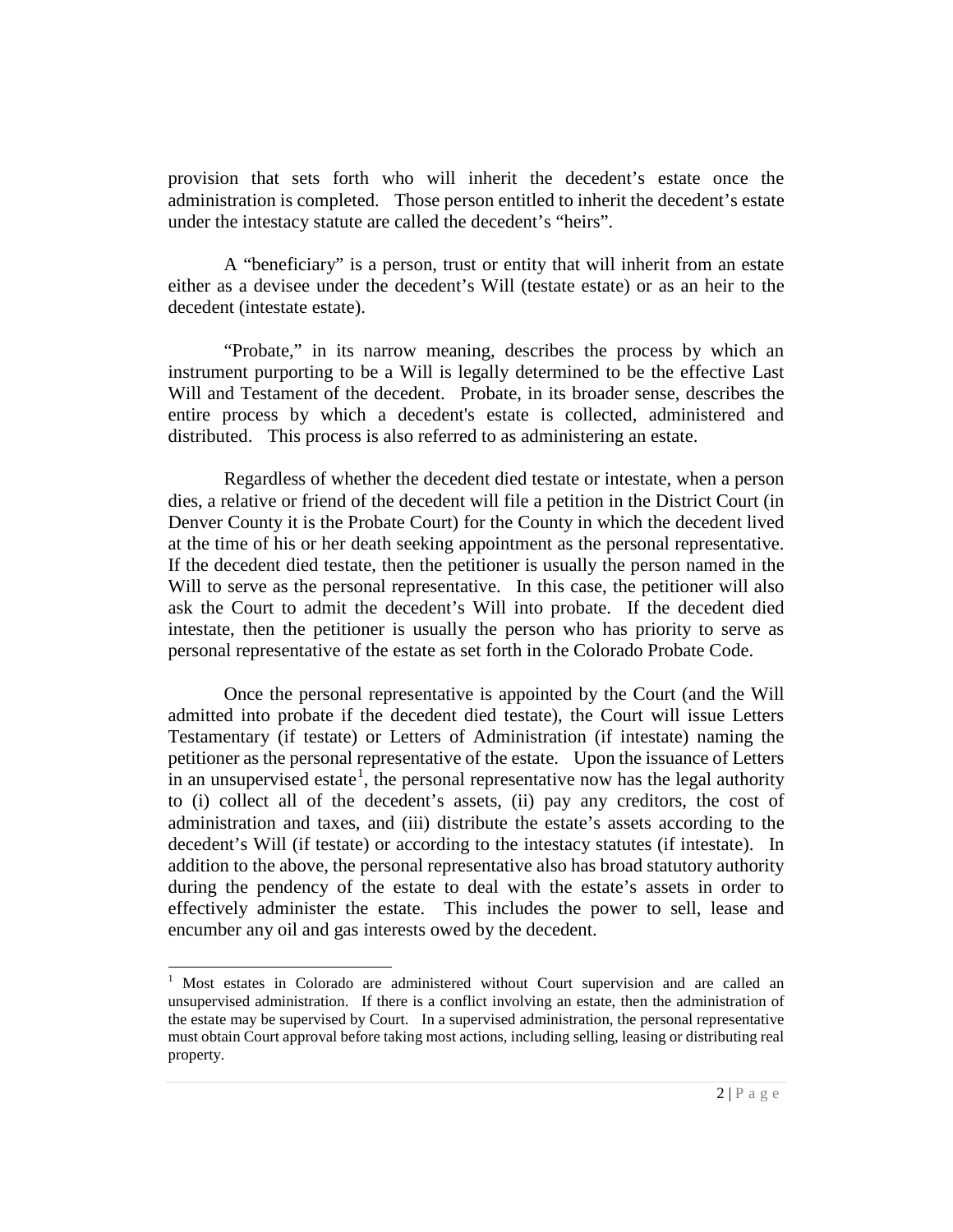provision that sets forth who will inherit the decedent's estate once the administration is completed. Those person entitled to inherit the decedent's estate under the intestacy statute are called the decedent's "heirs".

A "beneficiary" is a person, trust or entity that will inherit from an estate either as a devisee under the decedent's Will (testate estate) or as an heir to the decedent (intestate estate).

"Probate," in its narrow meaning, describes the process by which an instrument purporting to be a Will is legally determined to be the effective Last Will and Testament of the decedent. Probate, in its broader sense, describes the entire process by which a decedent's estate is collected, administered and distributed. This process is also referred to as administering an estate.

Regardless of whether the decedent died testate or intestate, when a person dies, a relative or friend of the decedent will file a petition in the District Court (in Denver County it is the Probate Court) for the County in which the decedent lived at the time of his or her death seeking appointment as the personal representative. If the decedent died testate, then the petitioner is usually the person named in the Will to serve as the personal representative. In this case, the petitioner will also ask the Court to admit the decedent's Will into probate. If the decedent died intestate, then the petitioner is usually the person who has priority to serve as personal representative of the estate as set forth in the Colorado Probate Code.

Once the personal representative is appointed by the Court (and the Will admitted into probate if the decedent died testate), the Court will issue Letters Testamentary (if testate) or Letters of Administration (if intestate) naming the petitioner as the personal representative of the estate. Upon the issuance of Letters in an unsupervised estate[1], the personal representative now has the legal authority to (i) collect all of the decedent's assets, (ii) pay any creditors, the cost of administration and taxes, and (iii) distribute the estate's assets according to the decedent's Will (if testate) or according to the intestacy statutes (if intestate). In addition to the above, the personal representative also has broad statutory authority during the pendency of the estate to deal with the estate's assets in order to effectively administer the estate. This includes the power to sell, lease and encumber any oil and gas interests owed by the decedent.

[1] Most estates in Colorado are administered without Court supervision and are called an unsupervised administration. If there is a conflict involving an estate, then the administration of the estate may be supervised by Court. In a supervised administration, the personal representative must obtain Court approval before taking most actions, including selling, leasing or distributing real property.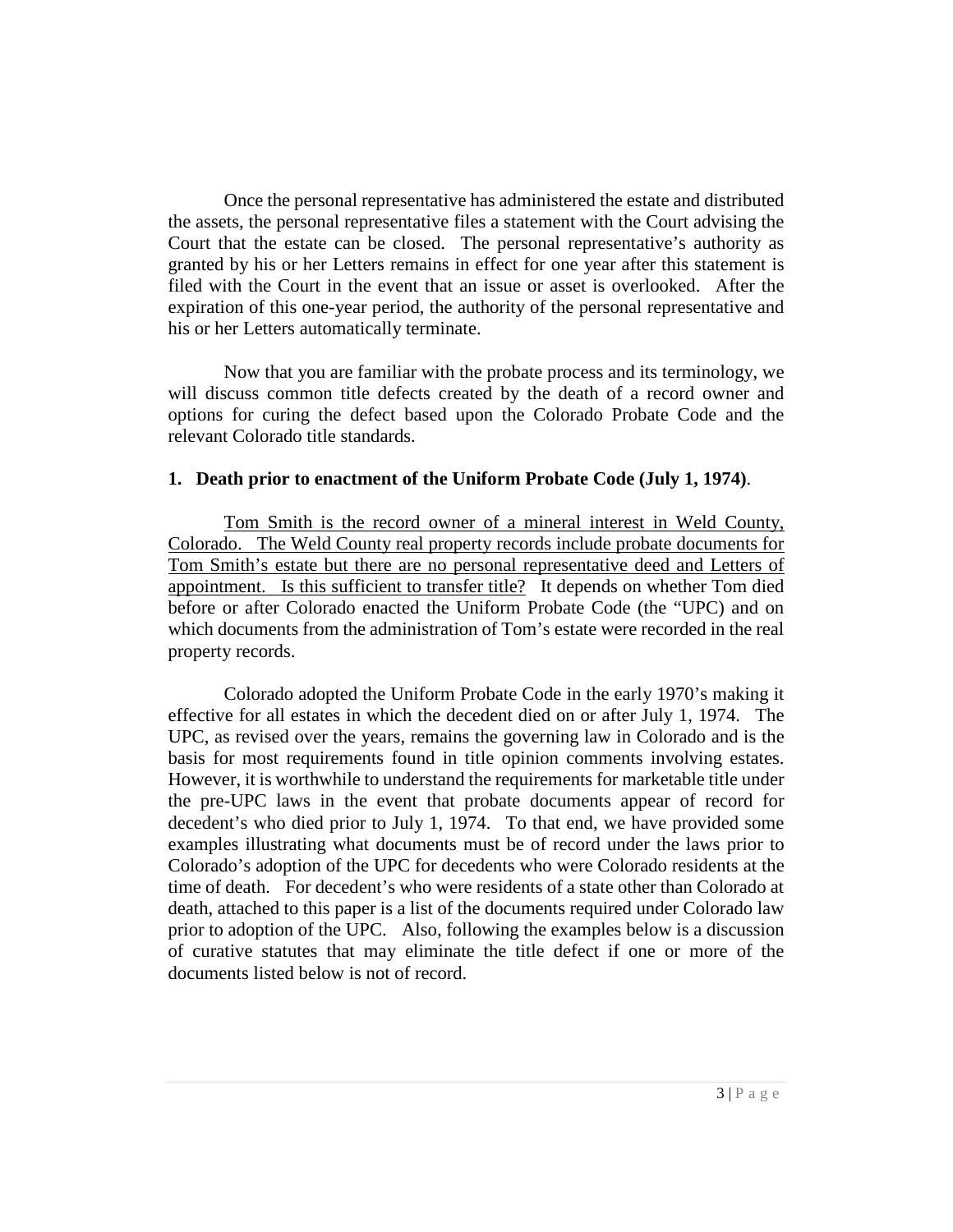Once the personal representative has administered the estate and distributed the assets, the personal representative files a statement with the Court advising the Court that the estate can be closed. The personal representative's authority as granted by his or her Letters remains in effect for one year after this statement is filed with the Court in the event that an issue or asset is overlooked. After the expiration of this one-year period, the authority of the personal representative and his or her Letters automatically terminate.

Now that you are familiar with the probate process and its terminology, we will discuss common title defects created by the death of a record owner and options for curing the defect based upon the Colorado Probate Code and the relevant Colorado title standards.

**1. Death prior to enactment of the Uniform Probate Code (July 1, 1974)**.

<u>Tom Smith is the record owner of a mineral interest in Weld County, Colorado. The Weld County real property records include probate documents for Tom Smith's estate but there are no personal representative deed and Letters of appointment. Is this sufficient to transfer title?</u> It depends on whether Tom died before or after Colorado enacted the Uniform Probate Code (the "UPC) and on which documents from the administration of Tom's estate were recorded in the real property records.

Colorado adopted the Uniform Probate Code in the early 1970's making it effective for all estates in which the decedent died on or after July 1, 1974. The UPC, as revised over the years, remains the governing law in Colorado and is the basis for most requirements found in title opinion comments involving estates. However, it is worthwhile to understand the requirements for marketable title under the pre-UPC laws in the event that probate documents appear of record for decedent's who died prior to July 1, 1974. To that end, we have provided some examples illustrating what documents must be of record under the laws prior to Colorado's adoption of the UPC for decedents who were Colorado residents at the time of death. For decedent's who were residents of a state other than Colorado at death, attached to this paper is a list of the documents required under Colorado law prior to adoption of the UPC. Also, following the examples below is a discussion of curative statutes that may eliminate the title defect if one or more of the documents listed below is not of record.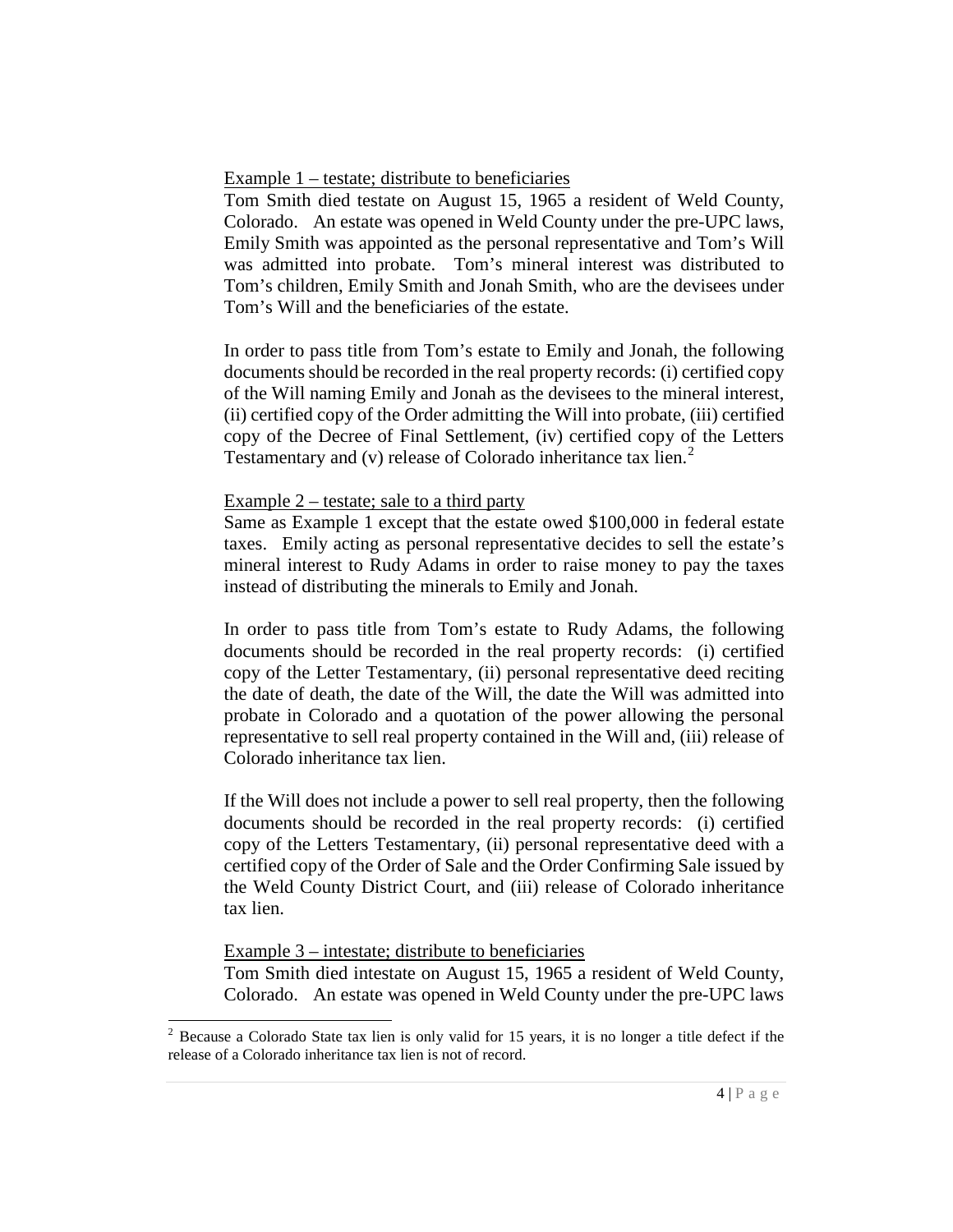<u>Example 1 – testate; distribute to beneficiaries</u>

Tom Smith died testate on August 15, 1965 a resident of Weld County, Colorado. An estate was opened in Weld County under the pre-UPC laws, Emily Smith was appointed as the personal representative and Tom's Will was admitted into probate. Tom's mineral interest was distributed to Tom's children, Emily Smith and Jonah Smith, who are the devisees under Tom's Will and the beneficiaries of the estate.

In order to pass title from Tom's estate to Emily and Jonah, the following documents should be recorded in the real property records: (i) certified copy of the Will naming Emily and Jonah as the devisees to the mineral interest, (ii) certified copy of the Order admitting the Will into probate, (iii) certified copy of the Decree of Final Settlement, (iv) certified copy of the Letters Testamentary and (v) release of Colorado inheritance tax lien.[2]

<u>Example 2 – testate; sale to a third party</u>

Same as Example 1 except that the estate owed $100,000 in federal estate taxes. Emily acting as personal representative decides to sell the estate's mineral interest to Rudy Adams in order to raise money to pay the taxes instead of distributing the minerals to Emily and Jonah.

In order to pass title from Tom's estate to Rudy Adams, the following documents should be recorded in the real property records: (i) certified copy of the Letter Testamentary, (ii) personal representative deed reciting the date of death, the date of the Will, the date the Will was admitted into probate in Colorado and a quotation of the power allowing the personal representative to sell real property contained in the Will and, (iii) release of Colorado inheritance tax lien.

If the Will does not include a power to sell real property, then the following documents should be recorded in the real property records: (i) certified copy of the Letters Testamentary, (ii) personal representative deed with a certified copy of the Order of Sale and the Order Confirming Sale issued by the Weld County District Court, and (iii) release of Colorado inheritance tax lien.

<u>Example 3 – intestate; distribute to beneficiaries</u>

Tom Smith died intestate on August 15, 1965 a resident of Weld County, Colorado. An estate was opened in Weld County under the pre-UPC laws

[2] Because a Colorado State tax lien is only valid for 15 years, it is no longer a title defect if the release of a Colorado inheritance tax lien is not of record.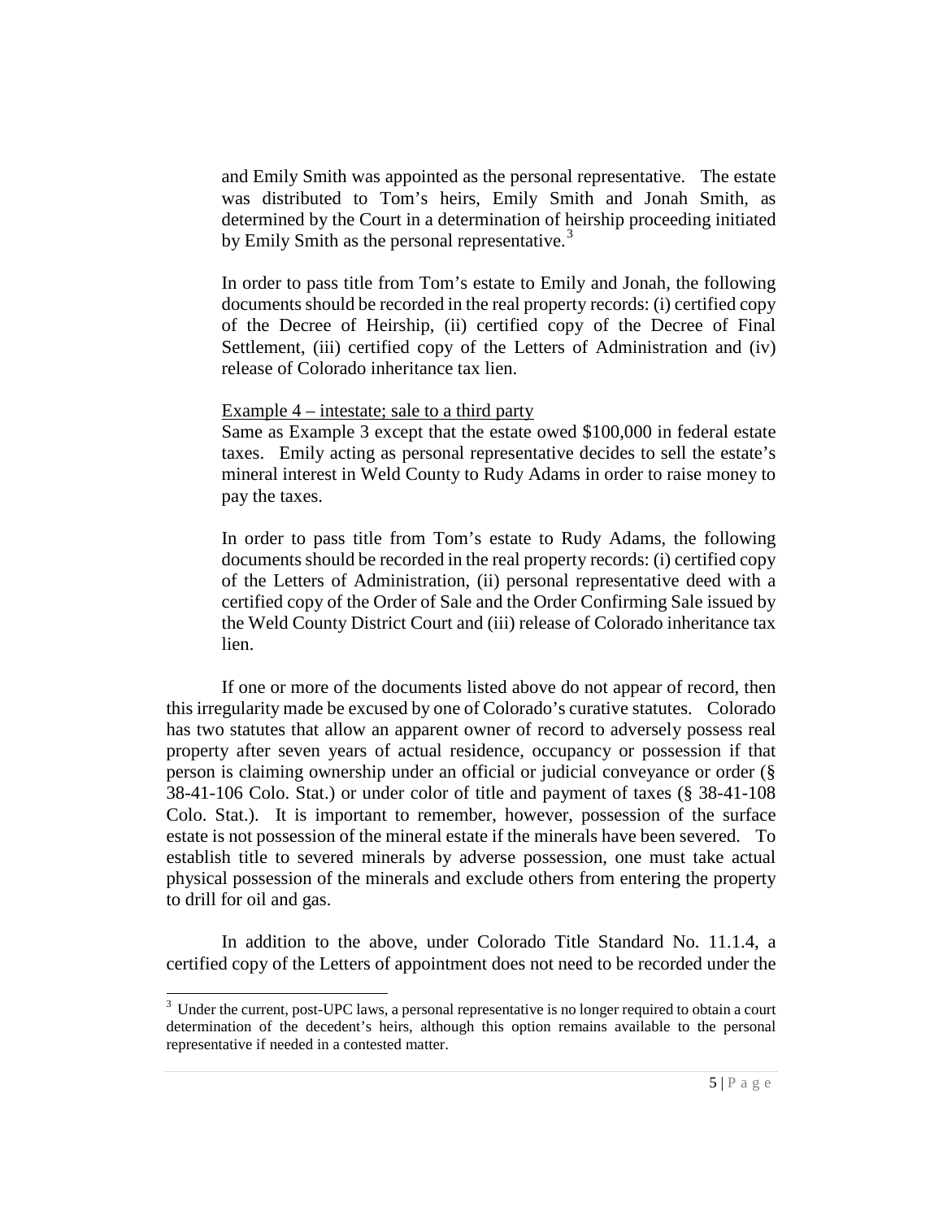and Emily Smith was appointed as the personal representative. The estate was distributed to Tom's heirs, Emily Smith and Jonah Smith, as determined by the Court in a determination of heirship proceeding initiated by Emily Smith as the personal representative.[3]

In order to pass title from Tom's estate to Emily and Jonah, the following documents should be recorded in the real property records: (i) certified copy of the Decree of Heirship, (ii) certified copy of the Decree of Final Settlement, (iii) certified copy of the Letters of Administration and (iv) release of Colorado inheritance tax lien.

<u>Example 4 – intestate; sale to a third party</u>
Same as Example 3 except that the estate owed $100,000 in federal estate taxes. Emily acting as personal representative decides to sell the estate's mineral interest in Weld County to Rudy Adams in order to raise money to pay the taxes.

In order to pass title from Tom's estate to Rudy Adams, the following documents should be recorded in the real property records: (i) certified copy of the Letters of Administration, (ii) personal representative deed with a certified copy of the Order of Sale and the Order Confirming Sale issued by the Weld County District Court and (iii) release of Colorado inheritance tax lien.

If one or more of the documents listed above do not appear of record, then this irregularity made be excused by one of Colorado's curative statutes. Colorado has two statutes that allow an apparent owner of record to adversely possess real property after seven years of actual residence, occupancy or possession if that person is claiming ownership under an official or judicial conveyance or order (§ 38-41-106 Colo. Stat.) or under color of title and payment of taxes (§ 38-41-108 Colo. Stat.). It is important to remember, however, possession of the surface estate is not possession of the mineral estate if the minerals have been severed. To establish title to severed minerals by adverse possession, one must take actual physical possession of the minerals and exclude others from entering the property to drill for oil and gas.

In addition to the above, under Colorado Title Standard No. 11.1.4, a certified copy of the Letters of appointment does not need to be recorded under the

---

[3] Under the current, post-UPC laws, a personal representative is no longer required to obtain a court determination of the decedent's heirs, although this option remains available to the personal representative if needed in a contested matter.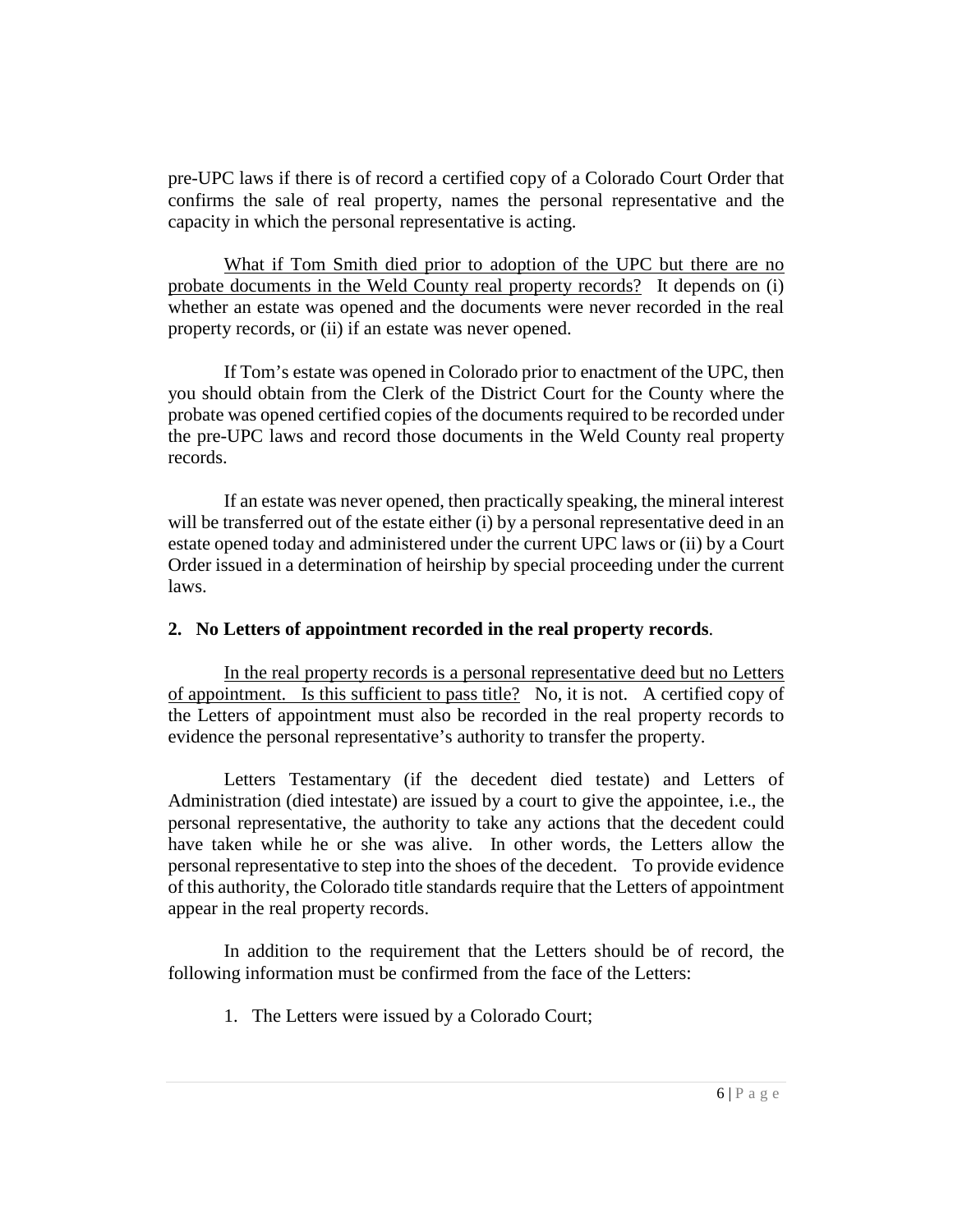pre-UPC laws if there is of record a certified copy of a Colorado Court Order that confirms the sale of real property, names the personal representative and the capacity in which the personal representative is acting.

What if Tom Smith died prior to adoption of the UPC but there are no probate documents in the Weld County real property records? It depends on (i) whether an estate was opened and the documents were never recorded in the real property records, or (ii) if an estate was never opened.

If Tom's estate was opened in Colorado prior to enactment of the UPC, then you should obtain from the Clerk of the District Court for the County where the probate was opened certified copies of the documents required to be recorded under the pre-UPC laws and record those documents in the Weld County real property records.

If an estate was never opened, then practically speaking, the mineral interest will be transferred out of the estate either (i) by a personal representative deed in an estate opened today and administered under the current UPC laws or (ii) by a Court Order issued in a determination of heirship by special proceeding under the current laws.

**2. No Letters of appointment recorded in the real property records**.

In the real property records is a personal representative deed but no Letters of appointment. Is this sufficient to pass title? No, it is not. A certified copy of the Letters of appointment must also be recorded in the real property records to evidence the personal representative's authority to transfer the property.

Letters Testamentary (if the decedent died testate) and Letters of Administration (died intestate) are issued by a court to give the appointee, i.e., the personal representative, the authority to take any actions that the decedent could have taken while he or she was alive. In other words, the Letters allow the personal representative to step into the shoes of the decedent. To provide evidence of this authority, the Colorado title standards require that the Letters of appointment appear in the real property records.

In addition to the requirement that the Letters should be of record, the following information must be confirmed from the face of the Letters:

1. The Letters were issued by a Colorado Court;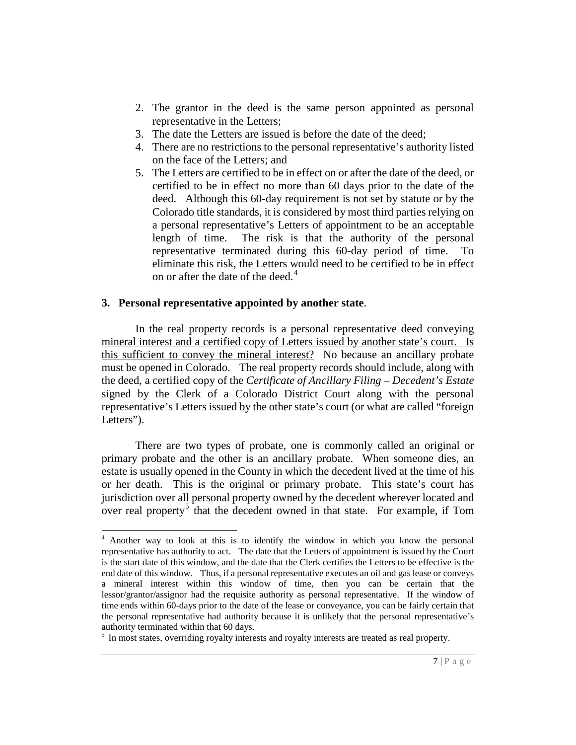2. The grantor in the deed is the same person appointed as personal representative in the Letters;
3. The date the Letters are issued is before the date of the deed;
4. There are no restrictions to the personal representative's authority listed on the face of the Letters; and
5. The Letters are certified to be in effect on or after the date of the deed, or certified to be in effect no more than 60 days prior to the date of the deed. Although this 60-day requirement is not set by statute or by the Colorado title standards, it is considered by most third parties relying on a personal representative's Letters of appointment to be an acceptable length of time. The risk is that the authority of the personal representative terminated during this 60-day period of time. To eliminate this risk, the Letters would need to be certified to be in effect on or after the date of the deed.[4]

### 3. Personal representative appointed by another state.

<u>In the real property records is a personal representative deed conveying mineral interest and a certified copy of Letters issued by another state's court. Is this sufficient to convey the mineral interest?</u> No because an ancillary probate must be opened in Colorado. The real property records should include, along with the deed, a certified copy of the *Certificate of Ancillary Filing – Decedent's Estate* signed by the Clerk of a Colorado District Court along with the personal representative's Letters issued by the other state's court (or what are called "foreign Letters").

There are two types of probate, one is commonly called an original or primary probate and the other is an ancillary probate. When someone dies, an estate is usually opened in the County in which the decedent lived at the time of his or her death. This is the original or primary probate. This state's court has jurisdiction over all personal property owned by the decedent wherever located and over real property[5] that the decedent owned in that state. For example, if Tom

---

[4] Another way to look at this is to identify the window in which you know the personal representative has authority to act. The date that the Letters of appointment is issued by the Court is the start date of this window, and the date that the Clerk certifies the Letters to be effective is the end date of this window. Thus, if a personal representative executes an oil and gas lease or conveys a mineral interest within this window of time, then you can be certain that the lessor/grantor/assignor had the requisite authority as personal representative. If the window of time ends within 60-days prior to the date of the lease or conveyance, you can be fairly certain that the personal representative had authority because it is unlikely that the personal representative's authority terminated within that 60 days.

[5] In most states, overriding royalty interests and royalty interests are treated as real property.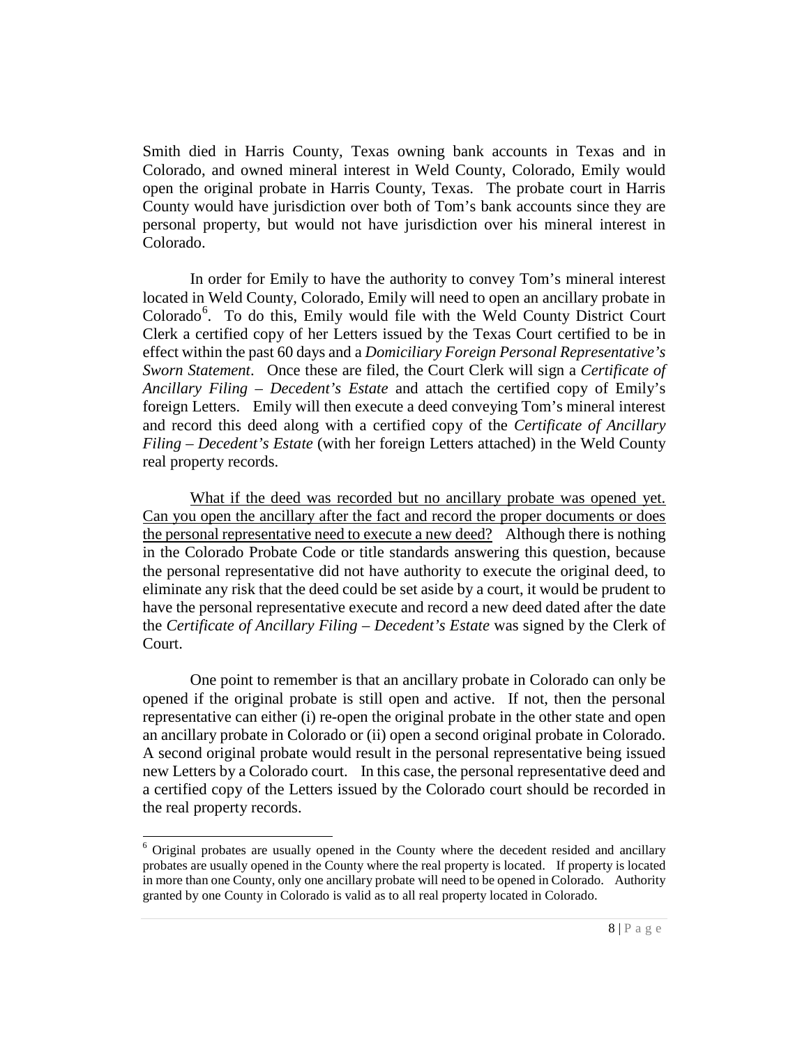Smith died in Harris County, Texas owning bank accounts in Texas and in Colorado, and owned mineral interest in Weld County, Colorado, Emily would open the original probate in Harris County, Texas. The probate court in Harris County would have jurisdiction over both of Tom's bank accounts since they are personal property, but would not have jurisdiction over his mineral interest in Colorado.

In order for Emily to have the authority to convey Tom's mineral interest located in Weld County, Colorado, Emily will need to open an ancillary probate in Colorado[6]. To do this, Emily would file with the Weld County District Court Clerk a certified copy of her Letters issued by the Texas Court certified to be in effect within the past 60 days and a *Domiciliary Foreign Personal Representative's Sworn Statement*. Once these are filed, the Court Clerk will sign a *Certificate of Ancillary Filing – Decedent's Estate* and attach the certified copy of Emily's foreign Letters. Emily will then execute a deed conveying Tom's mineral interest and record this deed along with a certified copy of the *Certificate of Ancillary Filing – Decedent's Estate* (with her foreign Letters attached) in the Weld County real property records.

<u>What if the deed was recorded but no ancillary probate was opened yet. Can you open the ancillary after the fact and record the proper documents or does the personal representative need to execute a new deed?</u> Although there is nothing in the Colorado Probate Code or title standards answering this question, because the personal representative did not have authority to execute the original deed, to eliminate any risk that the deed could be set aside by a court, it would be prudent to have the personal representative execute and record a new deed dated after the date the *Certificate of Ancillary Filing – Decedent's Estate* was signed by the Clerk of Court.

One point to remember is that an ancillary probate in Colorado can only be opened if the original probate is still open and active. If not, then the personal representative can either (i) re-open the original probate in the other state and open an ancillary probate in Colorado or (ii) open a second original probate in Colorado. A second original probate would result in the personal representative being issued new Letters by a Colorado court. In this case, the personal representative deed and a certified copy of the Letters issued by the Colorado court should be recorded in the real property records.

[6] Original probates are usually opened in the County where the decedent resided and ancillary probates are usually opened in the County where the real property is located. If property is located in more than one County, only one ancillary probate will need to be opened in Colorado. Authority granted by one County in Colorado is valid as to all real property located in Colorado.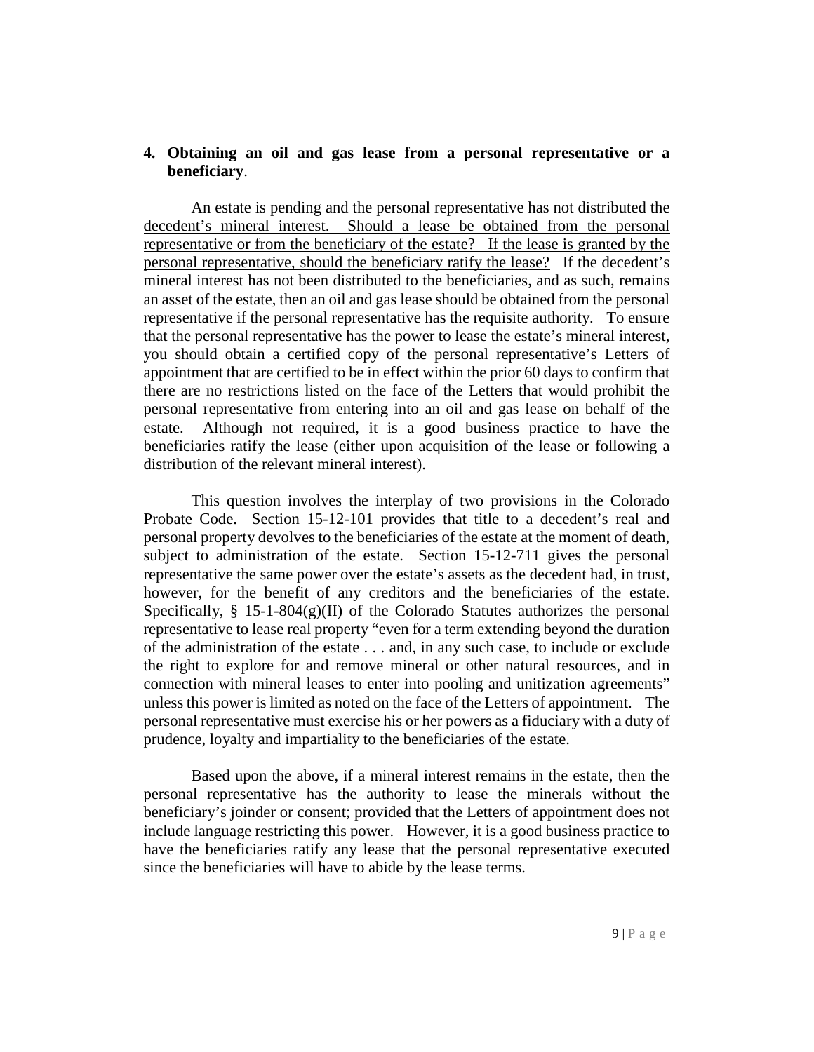4. **Obtaining an oil and gas lease from a personal representative or a beneficiary**.

<u>An estate is pending and the personal representative has not distributed the decedent's mineral interest. Should a lease be obtained from the personal representative or from the beneficiary of the estate? If the lease is granted by the personal representative, should the beneficiary ratify the lease?</u> If the decedent's mineral interest has not been distributed to the beneficiaries, and as such, remains an asset of the estate, then an oil and gas lease should be obtained from the personal representative if the personal representative has the requisite authority. To ensure that the personal representative has the power to lease the estate's mineral interest, you should obtain a certified copy of the personal representative's Letters of appointment that are certified to be in effect within the prior 60 days to confirm that there are no restrictions listed on the face of the Letters that would prohibit the personal representative from entering into an oil and gas lease on behalf of the estate. Although not required, it is a good business practice to have the beneficiaries ratify the lease (either upon acquisition of the lease or following a distribution of the relevant mineral interest).

This question involves the interplay of two provisions in the Colorado Probate Code. Section 15-12-101 provides that title to a decedent's real and personal property devolves to the beneficiaries of the estate at the moment of death, subject to administration of the estate. Section 15-12-711 gives the personal representative the same power over the estate's assets as the decedent had, in trust, however, for the benefit of any creditors and the beneficiaries of the estate. Specifically, § 15-1-804(g)(II) of the Colorado Statutes authorizes the personal representative to lease real property "even for a term extending beyond the duration of the administration of the estate . . . and, in any such case, to include or exclude the right to explore for and remove mineral or other natural resources, and in connection with mineral leases to enter into pooling and unitization agreements" <u>unless</u> this power is limited as noted on the face of the Letters of appointment. The personal representative must exercise his or her powers as a fiduciary with a duty of prudence, loyalty and impartiality to the beneficiaries of the estate.

Based upon the above, if a mineral interest remains in the estate, then the personal representative has the authority to lease the minerals without the beneficiary's joinder or consent; provided that the Letters of appointment does not include language restricting this power. However, it is a good business practice to have the beneficiaries ratify any lease that the personal representative executed since the beneficiaries will have to abide by the lease terms.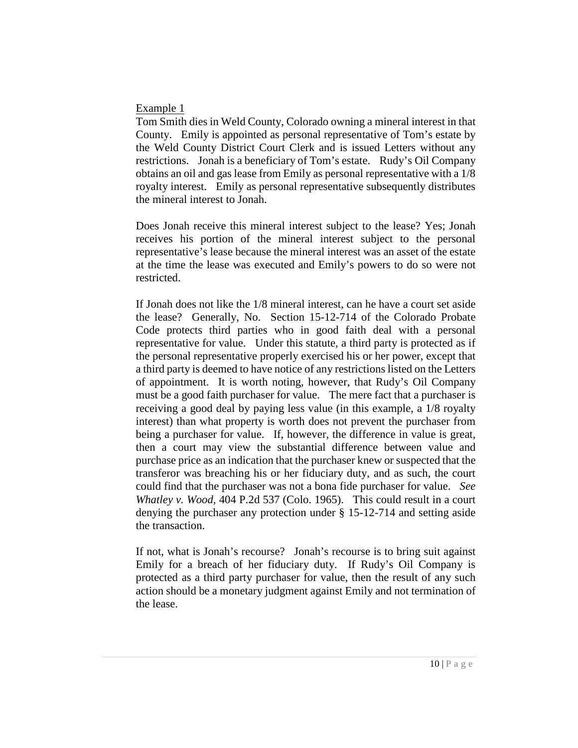Example 1

Tom Smith dies in Weld County, Colorado owning a mineral interest in that County. Emily is appointed as personal representative of Tom's estate by the Weld County District Court Clerk and is issued Letters without any restrictions. Jonah is a beneficiary of Tom's estate. Rudy's Oil Company obtains an oil and gas lease from Emily as personal representative with a 1/8 royalty interest. Emily as personal representative subsequently distributes the mineral interest to Jonah.

Does Jonah receive this mineral interest subject to the lease? Yes; Jonah receives his portion of the mineral interest subject to the personal representative's lease because the mineral interest was an asset of the estate at the time the lease was executed and Emily's powers to do so were not restricted.

If Jonah does not like the 1/8 mineral interest, can he have a court set aside the lease? Generally, No. Section 15-12-714 of the Colorado Probate Code protects third parties who in good faith deal with a personal representative for value. Under this statute, a third party is protected as if the personal representative properly exercised his or her power, except that a third party is deemed to have notice of any restrictions listed on the Letters of appointment. It is worth noting, however, that Rudy's Oil Company must be a good faith purchaser for value. The mere fact that a purchaser is receiving a good deal by paying less value (in this example, a 1/8 royalty interest) than what property is worth does not prevent the purchaser from being a purchaser for value. If, however, the difference in value is great, then a court may view the substantial difference between value and purchase price as an indication that the purchaser knew or suspected that the transferor was breaching his or her fiduciary duty, and as such, the court could find that the purchaser was not a bona fide purchaser for value. *See Whatley v. Wood*, 404 P.2d 537 (Colo. 1965). This could result in a court denying the purchaser any protection under § 15-12-714 and setting aside the transaction.

If not, what is Jonah's recourse? Jonah's recourse is to bring suit against Emily for a breach of her fiduciary duty. If Rudy's Oil Company is protected as a third party purchaser for value, then the result of any such action should be a monetary judgment against Emily and not termination of the lease.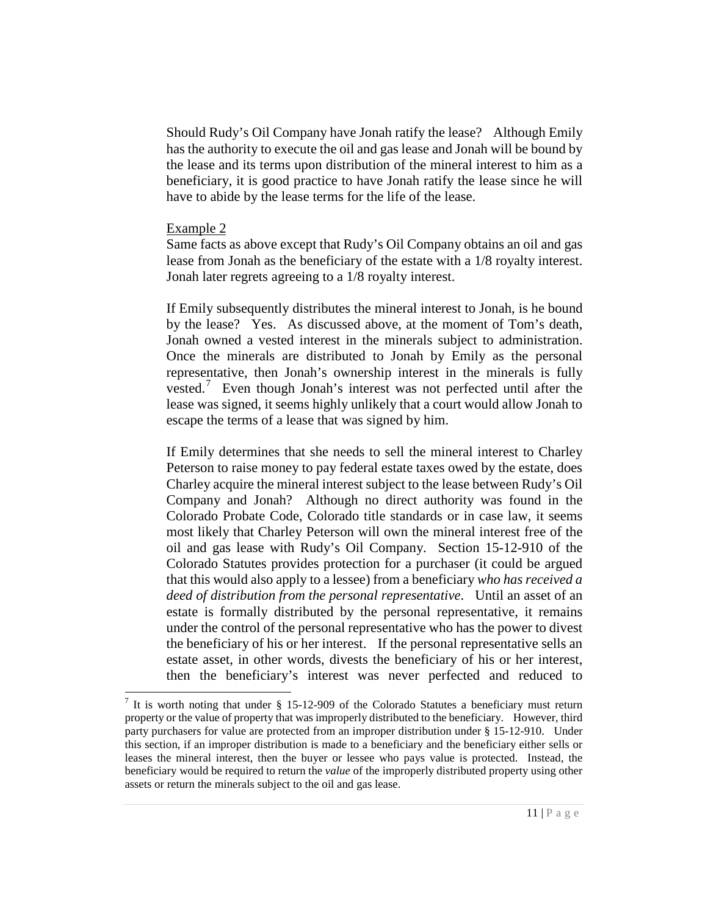Should Rudy's Oil Company have Jonah ratify the lease? Although Emily has the authority to execute the oil and gas lease and Jonah will be bound by the lease and its terms upon distribution of the mineral interest to him as a beneficiary, it is good practice to have Jonah ratify the lease since he will have to abide by the lease terms for the life of the lease.

Example 2

Same facts as above except that Rudy's Oil Company obtains an oil and gas lease from Jonah as the beneficiary of the estate with a 1/8 royalty interest. Jonah later regrets agreeing to a 1/8 royalty interest.

If Emily subsequently distributes the mineral interest to Jonah, is he bound by the lease? Yes. As discussed above, at the moment of Tom's death, Jonah owned a vested interest in the minerals subject to administration. Once the minerals are distributed to Jonah by Emily as the personal representative, then Jonah's ownership interest in the minerals is fully vested.[7] Even though Jonah's interest was not perfected until after the lease was signed, it seems highly unlikely that a court would allow Jonah to escape the terms of a lease that was signed by him.

If Emily determines that she needs to sell the mineral interest to Charley Peterson to raise money to pay federal estate taxes owed by the estate, does Charley acquire the mineral interest subject to the lease between Rudy's Oil Company and Jonah? Although no direct authority was found in the Colorado Probate Code, Colorado title standards or in case law, it seems most likely that Charley Peterson will own the mineral interest free of the oil and gas lease with Rudy's Oil Company. Section 15-12-910 of the Colorado Statutes provides protection for a purchaser (it could be argued that this would also apply to a lessee) from a beneficiary *who has received a deed of distribution from the personal representative*. Until an asset of an estate is formally distributed by the personal representative, it remains under the control of the personal representative who has the power to divest the beneficiary of his or her interest. If the personal representative sells an estate asset, in other words, divests the beneficiary of his or her interest, then the beneficiary's interest was never perfected and reduced to

[7] It is worth noting that under § 15-12-909 of the Colorado Statutes a beneficiary must return property or the value of property that was improperly distributed to the beneficiary. However, third party purchasers for value are protected from an improper distribution under § 15-12-910. Under this section, if an improper distribution is made to a beneficiary and the beneficiary either sells or leases the mineral interest, then the buyer or lessee who pays value is protected. Instead, the beneficiary would be required to return the *value* of the improperly distributed property using other assets or return the minerals subject to the oil and gas lease.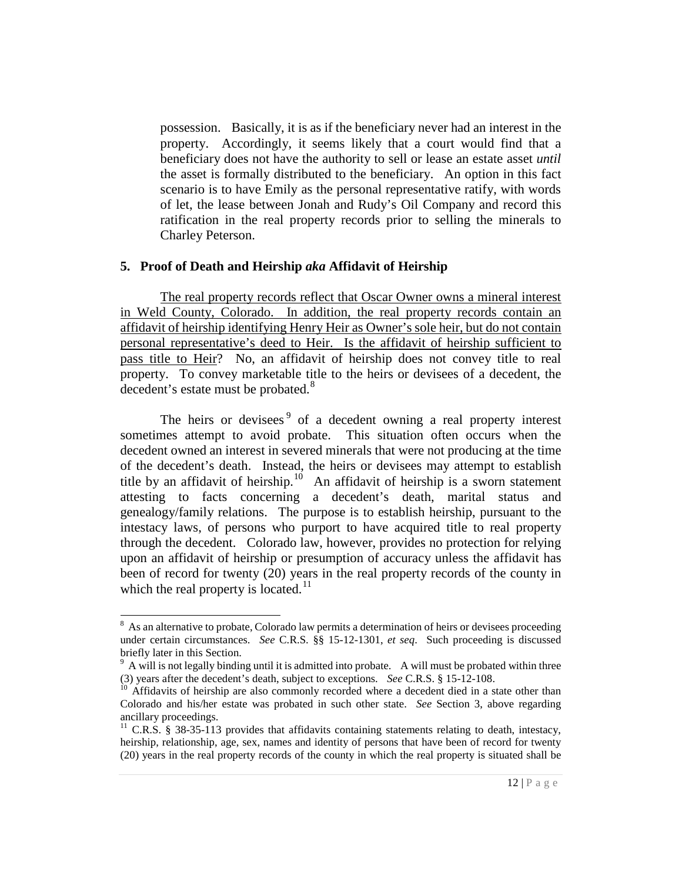possession. Basically, it is as if the beneficiary never had an interest in the property. Accordingly, it seems likely that a court would find that a beneficiary does not have the authority to sell or lease an estate asset *until* the asset is formally distributed to the beneficiary. An option in this fact scenario is to have Emily as the personal representative ratify, with words of let, the lease between Jonah and Rudy's Oil Company and record this ratification in the real property records prior to selling the minerals to Charley Peterson.

## 5. Proof of Death and Heirship *aka* Affidavit of Heirship

<u>The real property records reflect that Oscar Owner owns a mineral interest in Weld County, Colorado. In addition, the real property records contain an affidavit of heirship identifying Henry Heir as Owner's sole heir, but do not contain personal representative's deed to Heir. Is the affidavit of heirship sufficient to pass title to Heir</u>? No, an affidavit of heirship does not convey title to real property. To convey marketable title to the heirs or devisees of a decedent, the decedent's estate must be probated.[8]

The heirs or devisees[9] of a decedent owning a real property interest sometimes attempt to avoid probate. This situation often occurs when the decedent owned an interest in severed minerals that were not producing at the time of the decedent's death. Instead, the heirs or devisees may attempt to establish title by an affidavit of heirship.[10] An affidavit of heirship is a sworn statement attesting to facts concerning a decedent's death, marital status and genealogy/family relations. The purpose is to establish heirship, pursuant to the intestacy laws, of persons who purport to have acquired title to real property through the decedent. Colorado law, however, provides no protection for relying upon an affidavit of heirship or presumption of accuracy unless the affidavit has been of record for twenty (20) years in the real property records of the county in which the real property is located.[11]

---

[8] As an alternative to probate, Colorado law permits a determination of heirs or devisees proceeding under certain circumstances. *See* C.R.S. §§ 15-12-1301, *et seq*. Such proceeding is discussed briefly later in this Section.

[9] A will is not legally binding until it is admitted into probate. A will must be probated within three (3) years after the decedent's death, subject to exceptions. *See* C.R.S. § 15-12-108.

[10] Affidavits of heirship are also commonly recorded where a decedent died in a state other than Colorado and his/her estate was probated in such other state. *See* Section 3, above regarding ancillary proceedings.

[11] C.R.S. § 38-35-113 provides that affidavits containing statements relating to death, intestacy, heirship, relationship, age, sex, names and identity of persons that have been of record for twenty (20) years in the real property records of the county in which the real property is situated shall be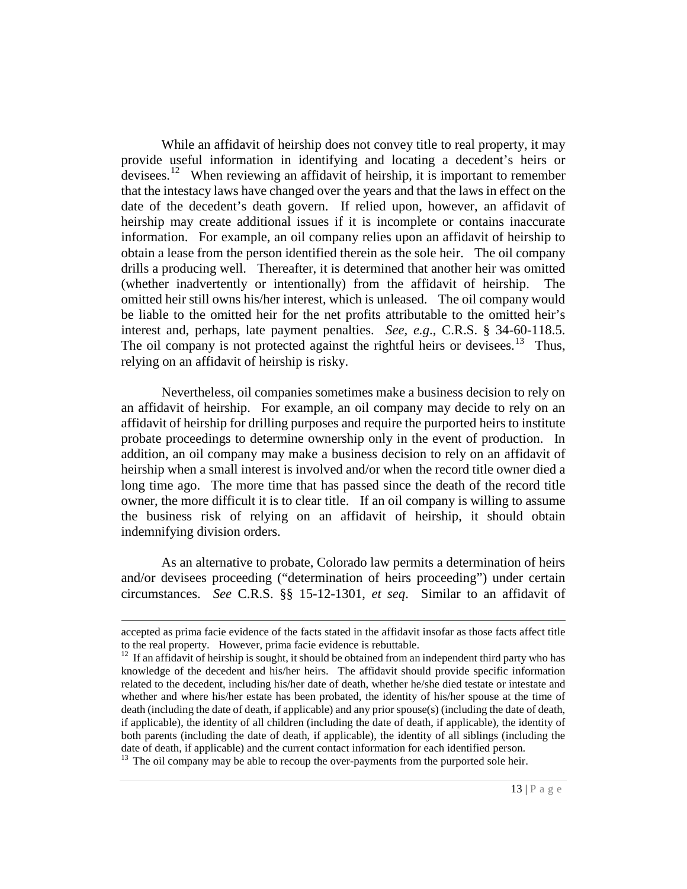While an affidavit of heirship does not convey title to real property, it may provide useful information in identifying and locating a decedent's heirs or devisees.[12] When reviewing an affidavit of heirship, it is important to remember that the intestacy laws have changed over the years and that the laws in effect on the date of the decedent's death govern. If relied upon, however, an affidavit of heirship may create additional issues if it is incomplete or contains inaccurate information. For example, an oil company relies upon an affidavit of heirship to obtain a lease from the person identified therein as the sole heir. The oil company drills a producing well. Thereafter, it is determined that another heir was omitted (whether inadvertently or intentionally) from the affidavit of heirship. The omitted heir still owns his/her interest, which is unleased. The oil company would be liable to the omitted heir for the net profits attributable to the omitted heir's interest and, perhaps, late payment penalties. *See, e.g.*, C.R.S. § 34-60-118.5. The oil company is not protected against the rightful heirs or devisees.[13] Thus, relying on an affidavit of heirship is risky.

Nevertheless, oil companies sometimes make a business decision to rely on an affidavit of heirship. For example, an oil company may decide to rely on an affidavit of heirship for drilling purposes and require the purported heirs to institute probate proceedings to determine ownership only in the event of production. In addition, an oil company may make a business decision to rely on an affidavit of heirship when a small interest is involved and/or when the record title owner died a long time ago. The more time that has passed since the death of the record title owner, the more difficult it is to clear title. If an oil company is willing to assume the business risk of relying on an affidavit of heirship, it should obtain indemnifying division orders.

As an alternative to probate, Colorado law permits a determination of heirs and/or devisees proceeding ("determination of heirs proceeding") under certain circumstances. *See* C.R.S. §§ 15-12-1301, *et seq*. Similar to an affidavit of

---

accepted as prima facie evidence of the facts stated in the affidavit insofar as those facts affect title to the real property. However, prima facie evidence is rebuttable.

[12] If an affidavit of heirship is sought, it should be obtained from an independent third party who has knowledge of the decedent and his/her heirs. The affidavit should provide specific information related to the decedent, including his/her date of death, whether he/she died testate or intestate and whether and where his/her estate has been probated, the identity of his/her spouse at the time of death (including the date of death, if applicable) and any prior spouse(s) (including the date of death, if applicable), the identity of all children (including the date of death, if applicable), the identity of both parents (including the date of death, if applicable), the identity of all siblings (including the date of death, if applicable) and the current contact information for each identified person.

[13] The oil company may be able to recoup the over-payments from the purported sole heir.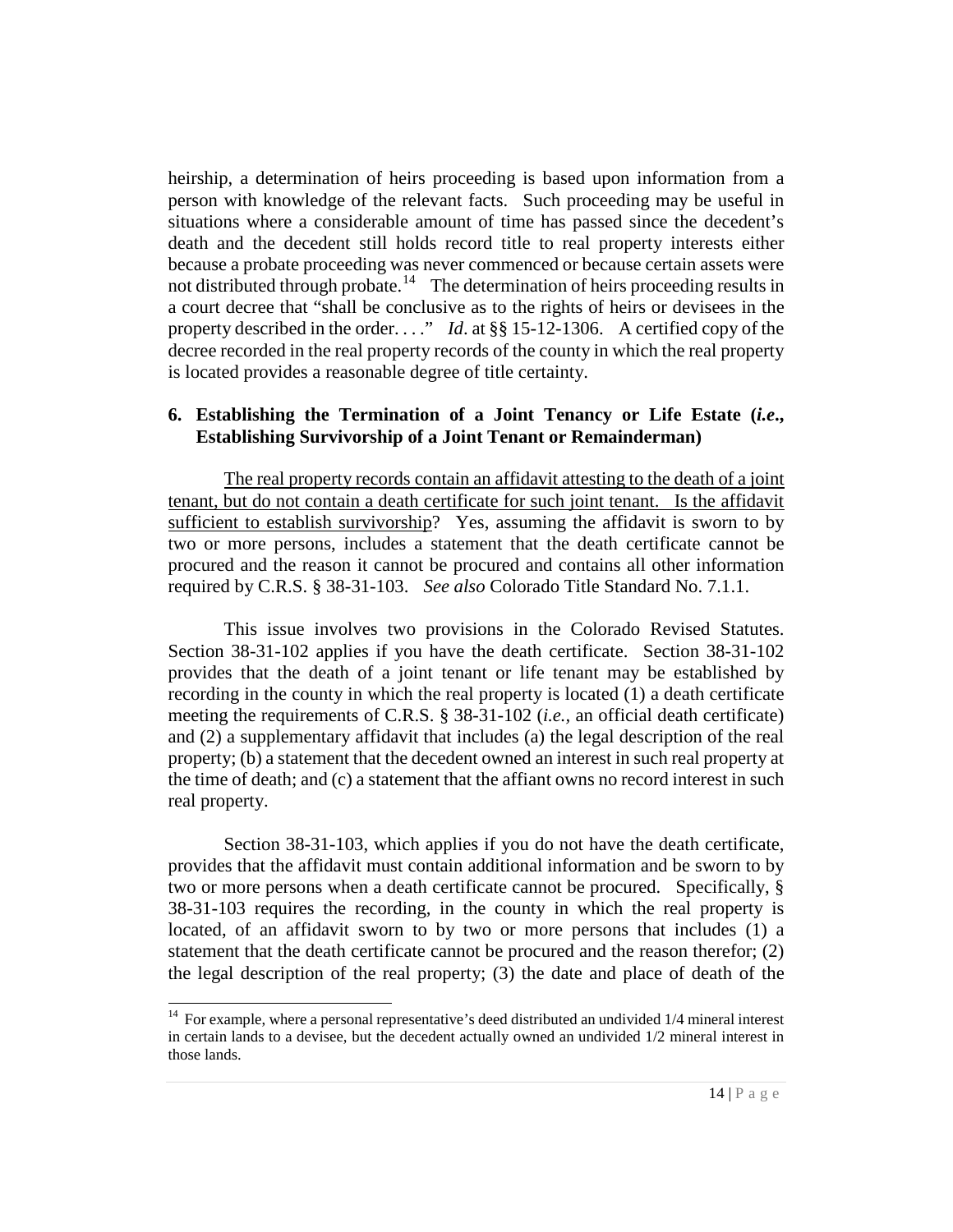heirship, a determination of heirs proceeding is based upon information from a person with knowledge of the relevant facts. Such proceeding may be useful in situations where a considerable amount of time has passed since the decedent's death and the decedent still holds record title to real property interests either because a probate proceeding was never commenced or because certain assets were not distributed through probate.[14] The determination of heirs proceeding results in a court decree that "shall be conclusive as to the rights of heirs or devisees in the property described in the order. . . ." *Id*. at §§ 15-12-1306. A certified copy of the decree recorded in the real property records of the county in which the real property is located provides a reasonable degree of title certainty.

**6. Establishing the Termination of a Joint Tenancy or Life Estate (*i.e*., Establishing Survivorship of a Joint Tenant or Remainderman)**

<u>The real property records contain an affidavit attesting to the death of a joint tenant, but do not contain a death certificate for such joint tenant. Is the affidavit sufficient to establish survivorship</u>? Yes, assuming the affidavit is sworn to by two or more persons, includes a statement that the death certificate cannot be procured and the reason it cannot be procured and contains all other information required by C.R.S. § 38-31-103. *See also* Colorado Title Standard No. 7.1.1.

This issue involves two provisions in the Colorado Revised Statutes. Section 38-31-102 applies if you have the death certificate. Section 38-31-102 provides that the death of a joint tenant or life tenant may be established by recording in the county in which the real property is located (1) a death certificate meeting the requirements of C.R.S. § 38-31-102 (*i.e.*, an official death certificate) and (2) a supplementary affidavit that includes (a) the legal description of the real property; (b) a statement that the decedent owned an interest in such real property at the time of death; and (c) a statement that the affiant owns no record interest in such real property.

Section 38-31-103, which applies if you do not have the death certificate, provides that the affidavit must contain additional information and be sworn to by two or more persons when a death certificate cannot be procured. Specifically, § 38-31-103 requires the recording, in the county in which the real property is located, of an affidavit sworn to by two or more persons that includes (1) a statement that the death certificate cannot be procured and the reason therefor; (2) the legal description of the real property; (3) the date and place of death of the

[14] For example, where a personal representative's deed distributed an undivided 1/4 mineral interest in certain lands to a devisee, but the decedent actually owned an undivided 1/2 mineral interest in those lands.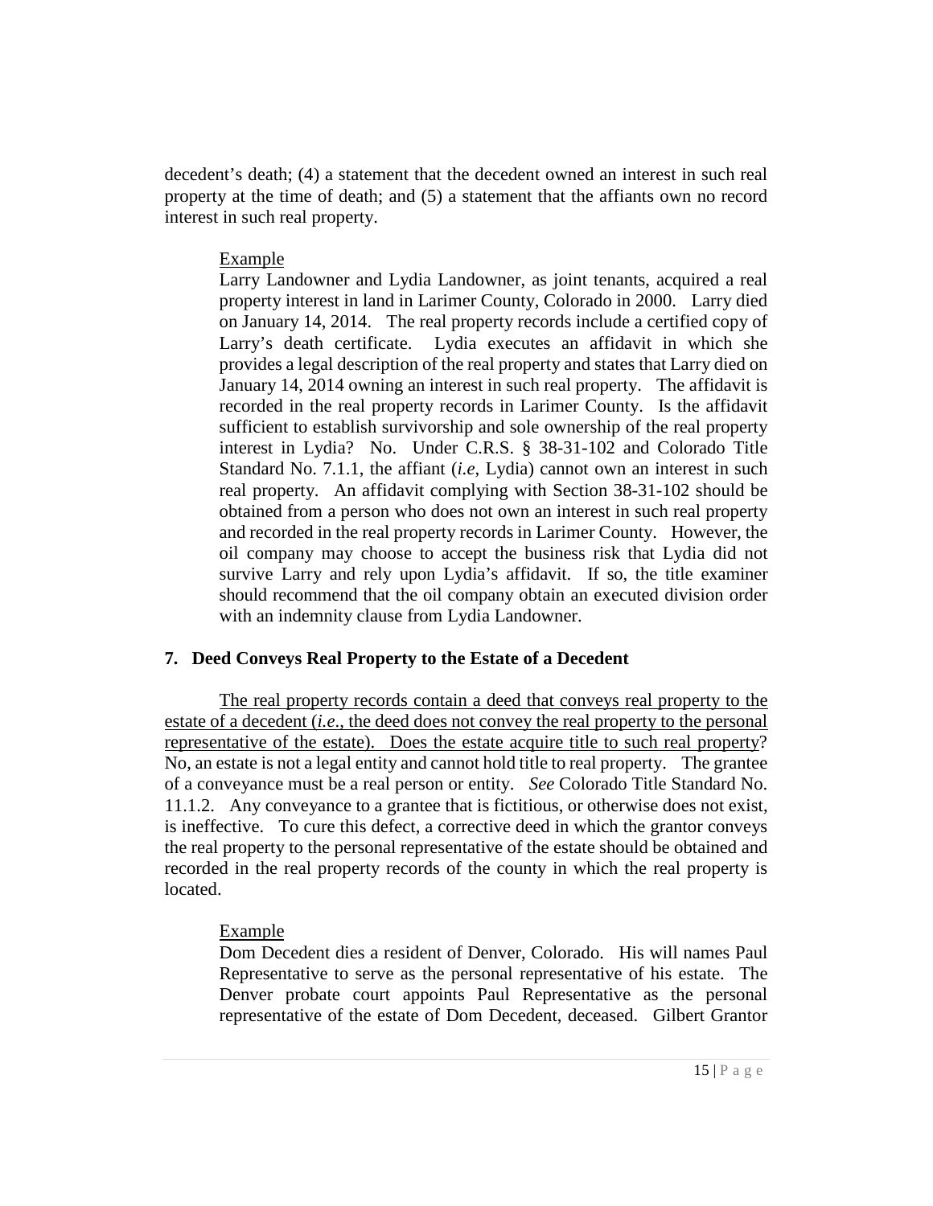decedent's death; (4) a statement that the decedent owned an interest in such real property at the time of death; and (5) a statement that the affiants own no record interest in such real property.

> <u>Example</u>
>
> Larry Landowner and Lydia Landowner, as joint tenants, acquired a real property interest in land in Larimer County, Colorado in 2000. Larry died on January 14, 2014. The real property records include a certified copy of Larry's death certificate. Lydia executes an affidavit in which she provides a legal description of the real property and states that Larry died on January 14, 2014 owning an interest in such real property. The affidavit is recorded in the real property records in Larimer County. Is the affidavit sufficient to establish survivorship and sole ownership of the real property interest in Lydia? No. Under C.R.S. § 38-31-102 and Colorado Title Standard No. 7.1.1, the affiant (*i.e*, Lydia) cannot own an interest in such real property. An affidavit complying with Section 38-31-102 should be obtained from a person who does not own an interest in such real property and recorded in the real property records in Larimer County. However, the oil company may choose to accept the business risk that Lydia did not survive Larry and rely upon Lydia's affidavit. If so, the title examiner should recommend that the oil company obtain an executed division order with an indemnity clause from Lydia Landowner.

### 7. Deed Conveys Real Property to the Estate of a Decedent

<u>The real property records contain a deed that conveys real property to the estate of a decedent (*i.e*., the deed does not convey the real property to the personal representative of the estate). Does the estate acquire title to such real property</u>? No, an estate is not a legal entity and cannot hold title to real property. The grantee of a conveyance must be a real person or entity. *See* Colorado Title Standard No. 11.1.2. Any conveyance to a grantee that is fictitious, or otherwise does not exist, is ineffective. To cure this defect, a corrective deed in which the grantor conveys the real property to the personal representative of the estate should be obtained and recorded in the real property records of the county in which the real property is located.

> <u>Example</u>
>
> Dom Decedent dies a resident of Denver, Colorado. His will names Paul Representative to serve as the personal representative of his estate. The Denver probate court appoints Paul Representative as the personal representative of the estate of Dom Decedent, deceased. Gilbert Grantor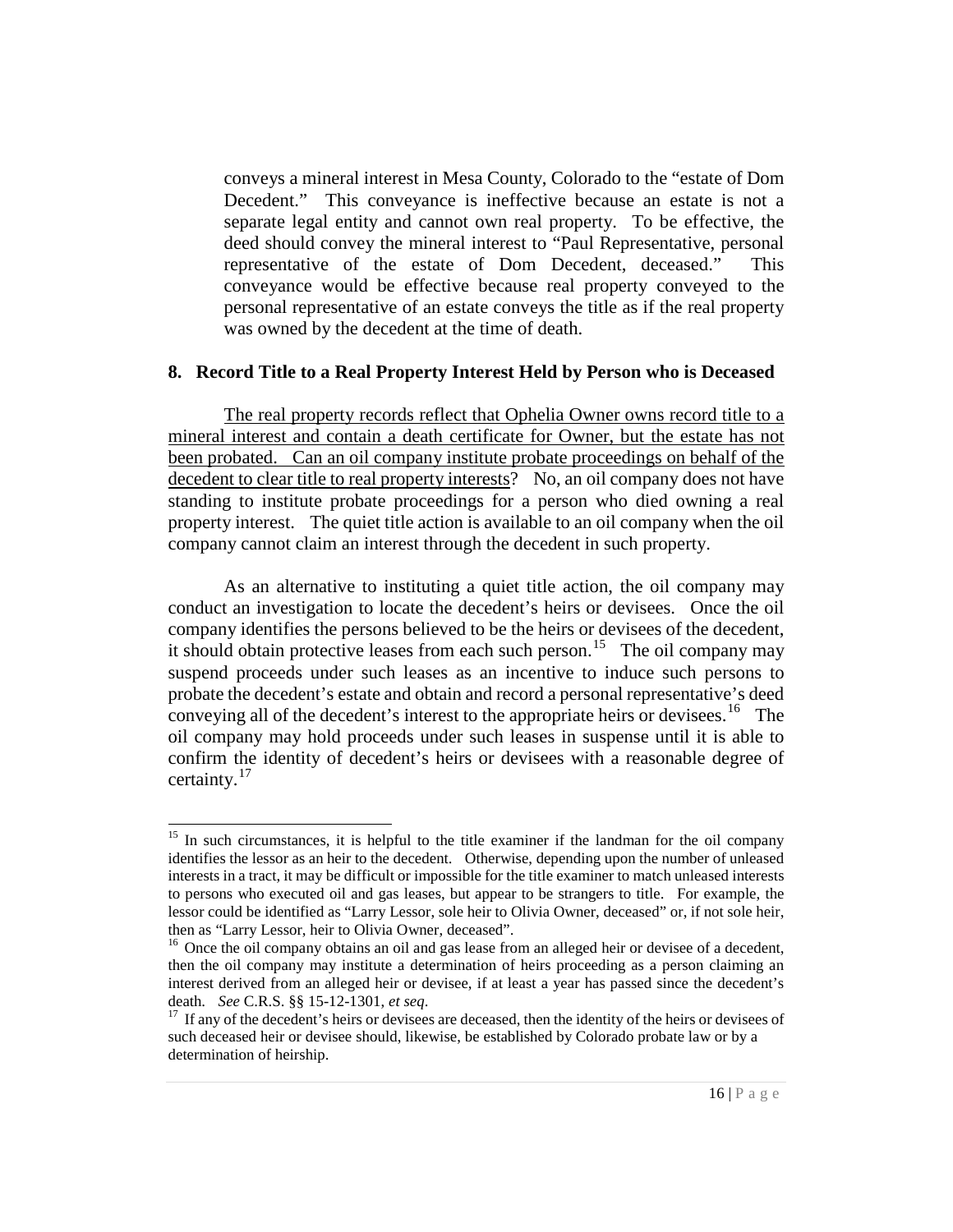conveys a mineral interest in Mesa County, Colorado to the "estate of Dom Decedent." This conveyance is ineffective because an estate is not a separate legal entity and cannot own real property. To be effective, the deed should convey the mineral interest to "Paul Representative, personal representative of the estate of Dom Decedent, deceased." This conveyance would be effective because real property conveyed to the personal representative of an estate conveys the title as if the real property was owned by the decedent at the time of death.

## 8. Record Title to a Real Property Interest Held by Person who is Deceased

<u>The real property records reflect that Ophelia Owner owns record title to a mineral interest and contain a death certificate for Owner, but the estate has not been probated. Can an oil company institute probate proceedings on behalf of the decedent to clear title to real property interests</u>? No, an oil company does not have standing to institute probate proceedings for a person who died owning a real property interest. The quiet title action is available to an oil company when the oil company cannot claim an interest through the decedent in such property.

As an alternative to instituting a quiet title action, the oil company may conduct an investigation to locate the decedent's heirs or devisees. Once the oil company identifies the persons believed to be the heirs or devisees of the decedent, it should obtain protective leases from each such person.[15] The oil company may suspend proceeds under such leases as an incentive to induce such persons to probate the decedent's estate and obtain and record a personal representative's deed conveying all of the decedent's interest to the appropriate heirs or devisees.[16] The oil company may hold proceeds under such leases in suspense until it is able to confirm the identity of decedent's heirs or devisees with a reasonable degree of certainty.[17]

---

[15] In such circumstances, it is helpful to the title examiner if the landman for the oil company identifies the lessor as an heir to the decedent. Otherwise, depending upon the number of unleased interests in a tract, it may be difficult or impossible for the title examiner to match unleased interests to persons who executed oil and gas leases, but appear to be strangers to title. For example, the lessor could be identified as "Larry Lessor, sole heir to Olivia Owner, deceased" or, if not sole heir, then as "Larry Lessor, heir to Olivia Owner, deceased".

[16] Once the oil company obtains an oil and gas lease from an alleged heir or devisee of a decedent, then the oil company may institute a determination of heirs proceeding as a person claiming an interest derived from an alleged heir or devisee, if at least a year has passed since the decedent's death. *See* C.R.S. §§ 15-12-1301, *et seq*.

[17] If any of the decedent's heirs or devisees are deceased, then the identity of the heirs or devisees of such deceased heir or devisee should, likewise, be established by Colorado probate law or by a determination of heirship.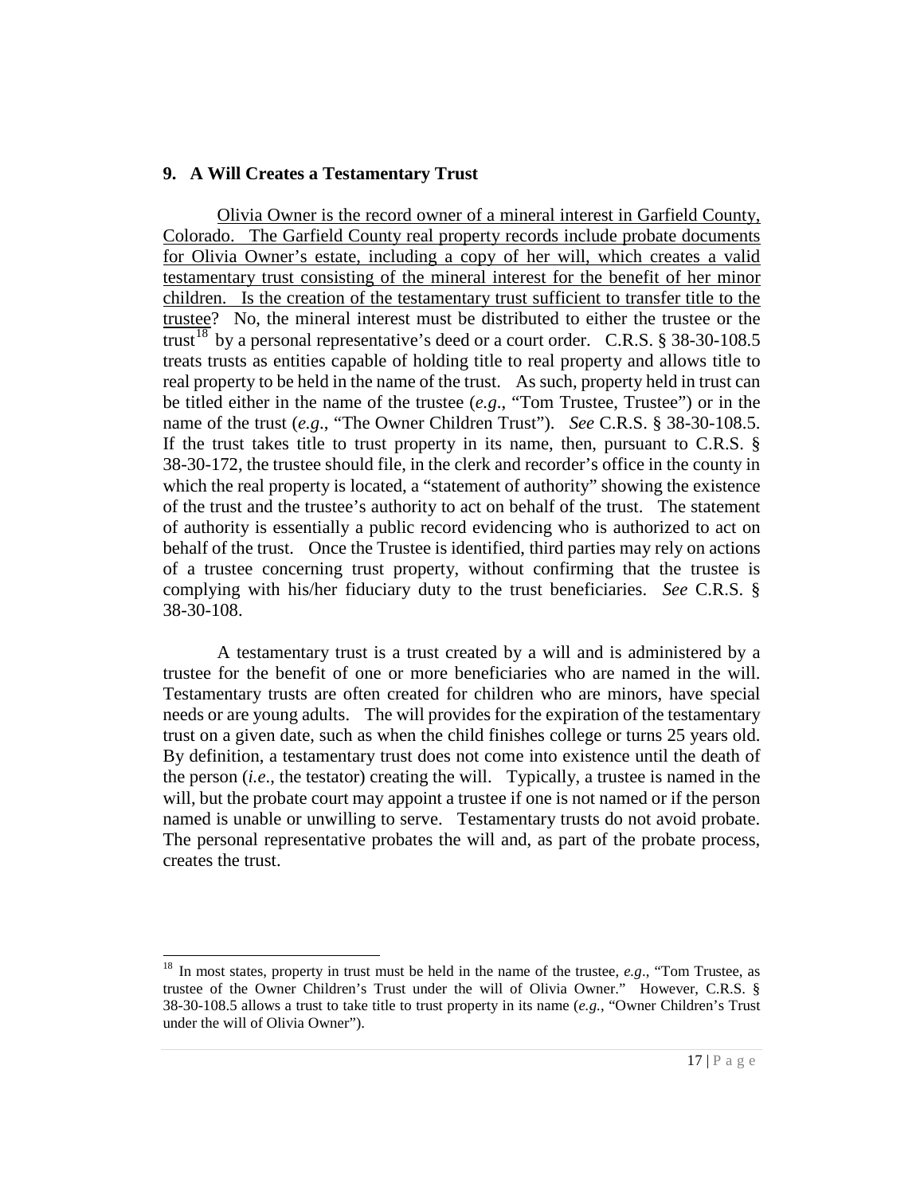## 9. A Will Creates a Testamentary Trust

Olivia Owner is the record owner of a mineral interest in Garfield County, Colorado. The Garfield County real property records include probate documents for Olivia Owner's estate, including a copy of her will, which creates a valid testamentary trust consisting of the mineral interest for the benefit of her minor children. Is the creation of the testamentary trust sufficient to transfer title to the trustee? No, the mineral interest must be distributed to either the trustee or the trust[18] by a personal representative's deed or a court order. C.R.S. § 38-30-108.5 treats trusts as entities capable of holding title to real property and allows title to real property to be held in the name of the trust. As such, property held in trust can be titled either in the name of the trustee (*e.g.*, "Tom Trustee, Trustee") or in the name of the trust (*e.g.*, "The Owner Children Trust"). *See* C.R.S. § 38-30-108.5. If the trust takes title to trust property in its name, then, pursuant to C.R.S. § 38-30-172, the trustee should file, in the clerk and recorder's office in the county in which the real property is located, a "statement of authority" showing the existence of the trust and the trustee's authority to act on behalf of the trust. The statement of authority is essentially a public record evidencing who is authorized to act on behalf of the trust. Once the Trustee is identified, third parties may rely on actions of a trustee concerning trust property, without confirming that the trustee is complying with his/her fiduciary duty to the trust beneficiaries. *See* C.R.S. § 38-30-108.

A testamentary trust is a trust created by a will and is administered by a trustee for the benefit of one or more beneficiaries who are named in the will. Testamentary trusts are often created for children who are minors, have special needs or are young adults. The will provides for the expiration of the testamentary trust on a given date, such as when the child finishes college or turns 25 years old. By definition, a testamentary trust does not come into existence until the death of the person (*i.e.*, the testator) creating the will. Typically, a trustee is named in the will, but the probate court may appoint a trustee if one is not named or if the person named is unable or unwilling to serve. Testamentary trusts do not avoid probate. The personal representative probates the will and, as part of the probate process, creates the trust.

---

[18] In most states, property in trust must be held in the name of the trustee, *e.g*., "Tom Trustee, as trustee of the Owner Children's Trust under the will of Olivia Owner." However, C.R.S. § 38-30-108.5 allows a trust to take title to trust property in its name (*e.g.*, "Owner Children's Trust under the will of Olivia Owner").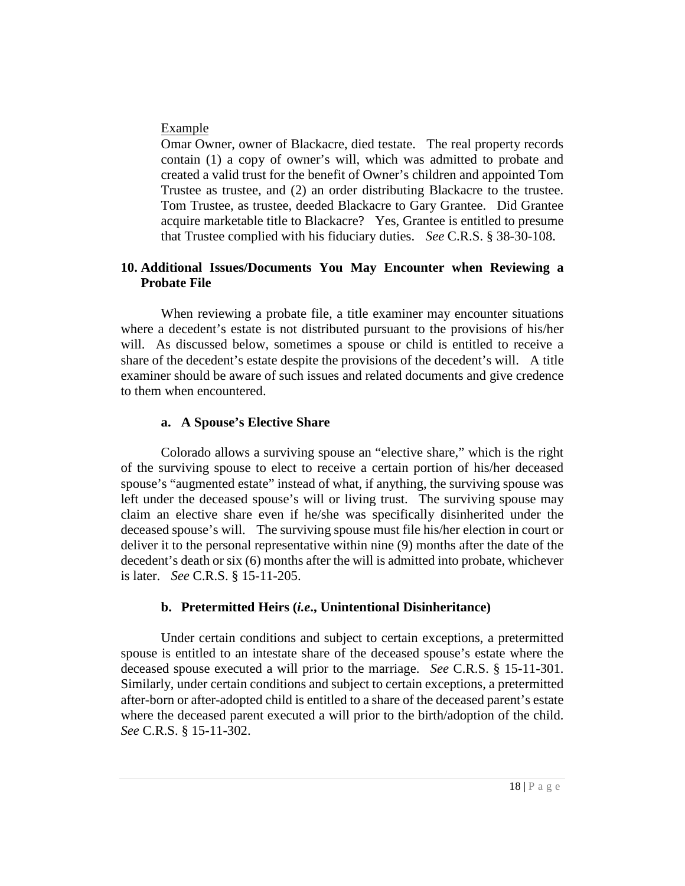Example

Omar Owner, owner of Blackacre, died testate. The real property records contain (1) a copy of owner's will, which was admitted to probate and created a valid trust for the benefit of Owner's children and appointed Tom Trustee as trustee, and (2) an order distributing Blackacre to the trustee. Tom Trustee, as trustee, deeded Blackacre to Gary Grantee. Did Grantee acquire marketable title to Blackacre? Yes, Grantee is entitled to presume that Trustee complied with his fiduciary duties. *See* C.R.S. § 38-30-108.

## 10. Additional Issues/Documents You May Encounter when Reviewing a Probate File

When reviewing a probate file, a title examiner may encounter situations where a decedent's estate is not distributed pursuant to the provisions of his/her will. As discussed below, sometimes a spouse or child is entitled to receive a share of the decedent's estate despite the provisions of the decedent's will. A title examiner should be aware of such issues and related documents and give credence to them when encountered.

### a. A Spouse's Elective Share

Colorado allows a surviving spouse an "elective share," which is the right of the surviving spouse to elect to receive a certain portion of his/her deceased spouse's "augmented estate" instead of what, if anything, the surviving spouse was left under the deceased spouse's will or living trust. The surviving spouse may claim an elective share even if he/she was specifically disinherited under the deceased spouse's will. The surviving spouse must file his/her election in court or deliver it to the personal representative within nine (9) months after the date of the decedent's death or six (6) months after the will is admitted into probate, whichever is later. *See* C.R.S. § 15-11-205.

### b. Pretermitted Heirs (*i.e.*, Unintentional Disinheritance)

Under certain conditions and subject to certain exceptions, a pretermitted spouse is entitled to an intestate share of the deceased spouse's estate where the deceased spouse executed a will prior to the marriage. *See* C.R.S. § 15-11-301. Similarly, under certain conditions and subject to certain exceptions, a pretermitted after-born or after-adopted child is entitled to a share of the deceased parent's estate where the deceased parent executed a will prior to the birth/adoption of the child. *See* C.R.S. § 15-11-302.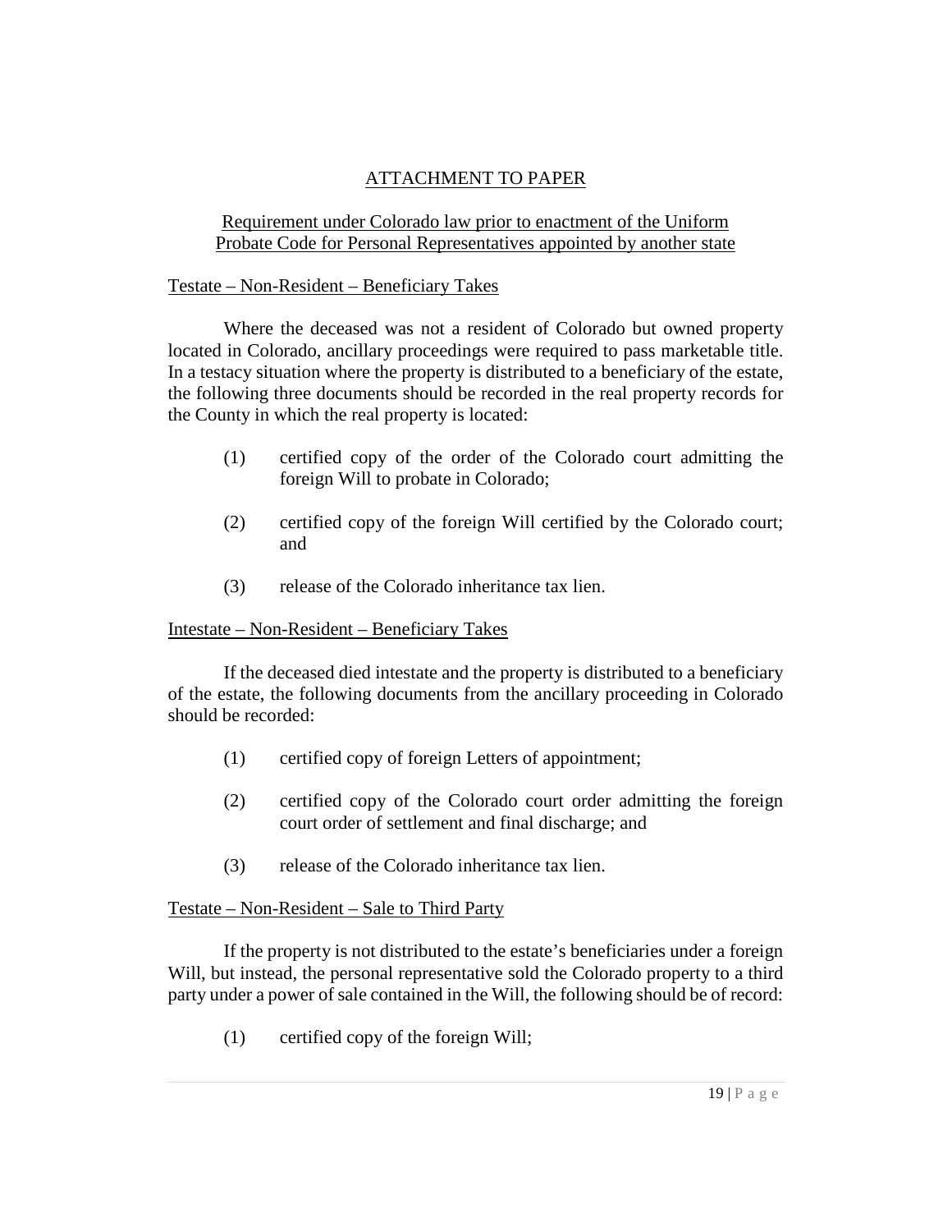## ATTACHMENT TO PAPER

### Requirement under Colorado law prior to enactment of the Uniform Probate Code for Personal Representatives appointed by another state

Testate – Non-Resident – Beneficiary Takes

Where the deceased was not a resident of Colorado but owned property located in Colorado, ancillary proceedings were required to pass marketable title. In a testacy situation where the property is distributed to a beneficiary of the estate, the following three documents should be recorded in the real property records for the County in which the real property is located:

(1) certified copy of the order of the Colorado court admitting the foreign Will to probate in Colorado;

(2) certified copy of the foreign Will certified by the Colorado court; and

(3) release of the Colorado inheritance tax lien.

Intestate – Non-Resident – Beneficiary Takes

If the deceased died intestate and the property is distributed to a beneficiary of the estate, the following documents from the ancillary proceeding in Colorado should be recorded:

(1) certified copy of foreign Letters of appointment;

(2) certified copy of the Colorado court order admitting the foreign court order of settlement and final discharge; and

(3) release of the Colorado inheritance tax lien.

Testate – Non-Resident – Sale to Third Party

If the property is not distributed to the estate's beneficiaries under a foreign Will, but instead, the personal representative sold the Colorado property to a third party under a power of sale contained in the Will, the following should be of record:

(1) certified copy of the foreign Will;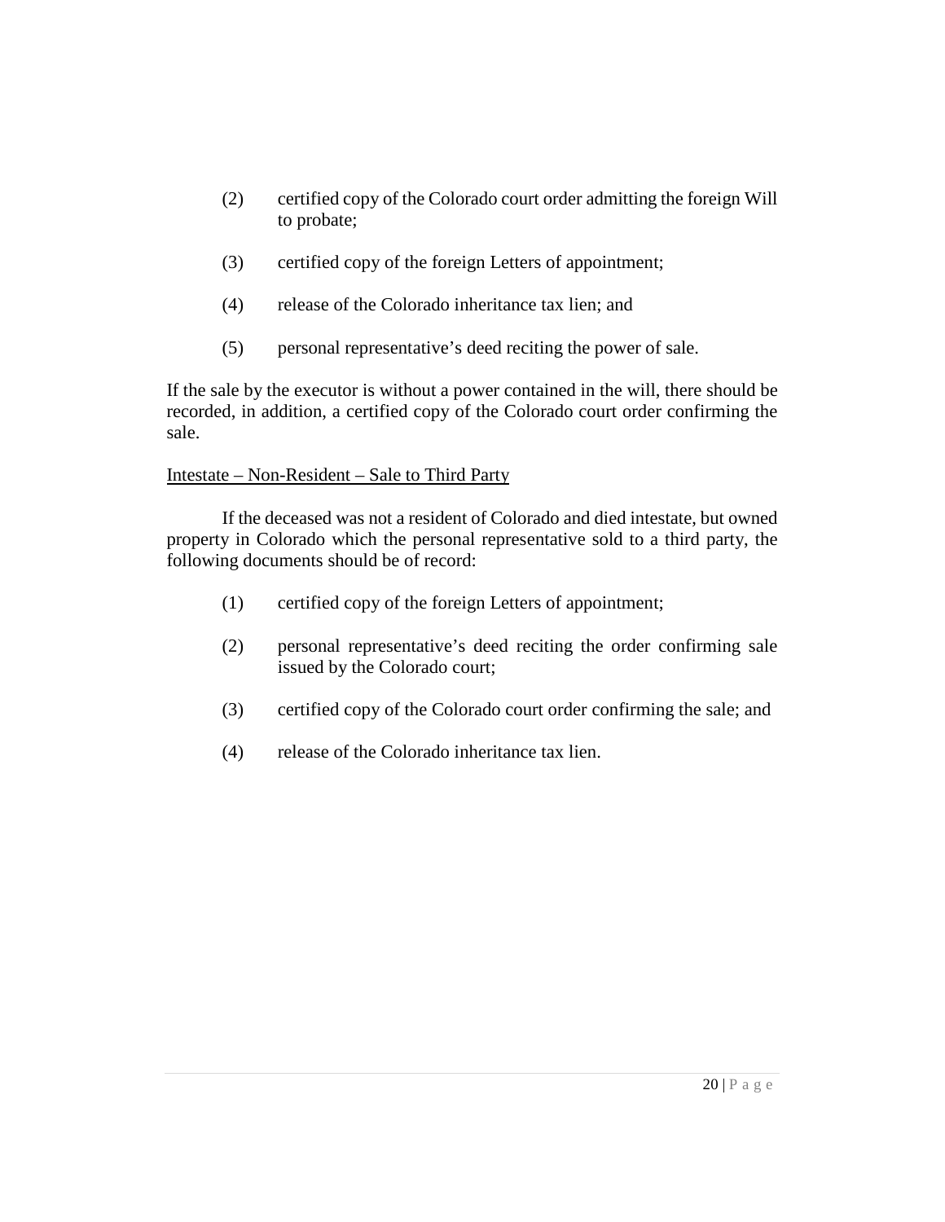(2) certified copy of the Colorado court order admitting the foreign Will to probate;

(3) certified copy of the foreign Letters of appointment;

(4) release of the Colorado inheritance tax lien; and

(5) personal representative's deed reciting the power of sale.

If the sale by the executor is without a power contained in the will, there should be recorded, in addition, a certified copy of the Colorado court order confirming the sale.

<u>Intestate – Non-Resident – Sale to Third Party</u>

If the deceased was not a resident of Colorado and died intestate, but owned property in Colorado which the personal representative sold to a third party, the following documents should be of record:

(1) certified copy of the foreign Letters of appointment;

(2) personal representative's deed reciting the order confirming sale issued by the Colorado court;

(3) certified copy of the Colorado court order confirming the sale; and

(4) release of the Colorado inheritance tax lien.